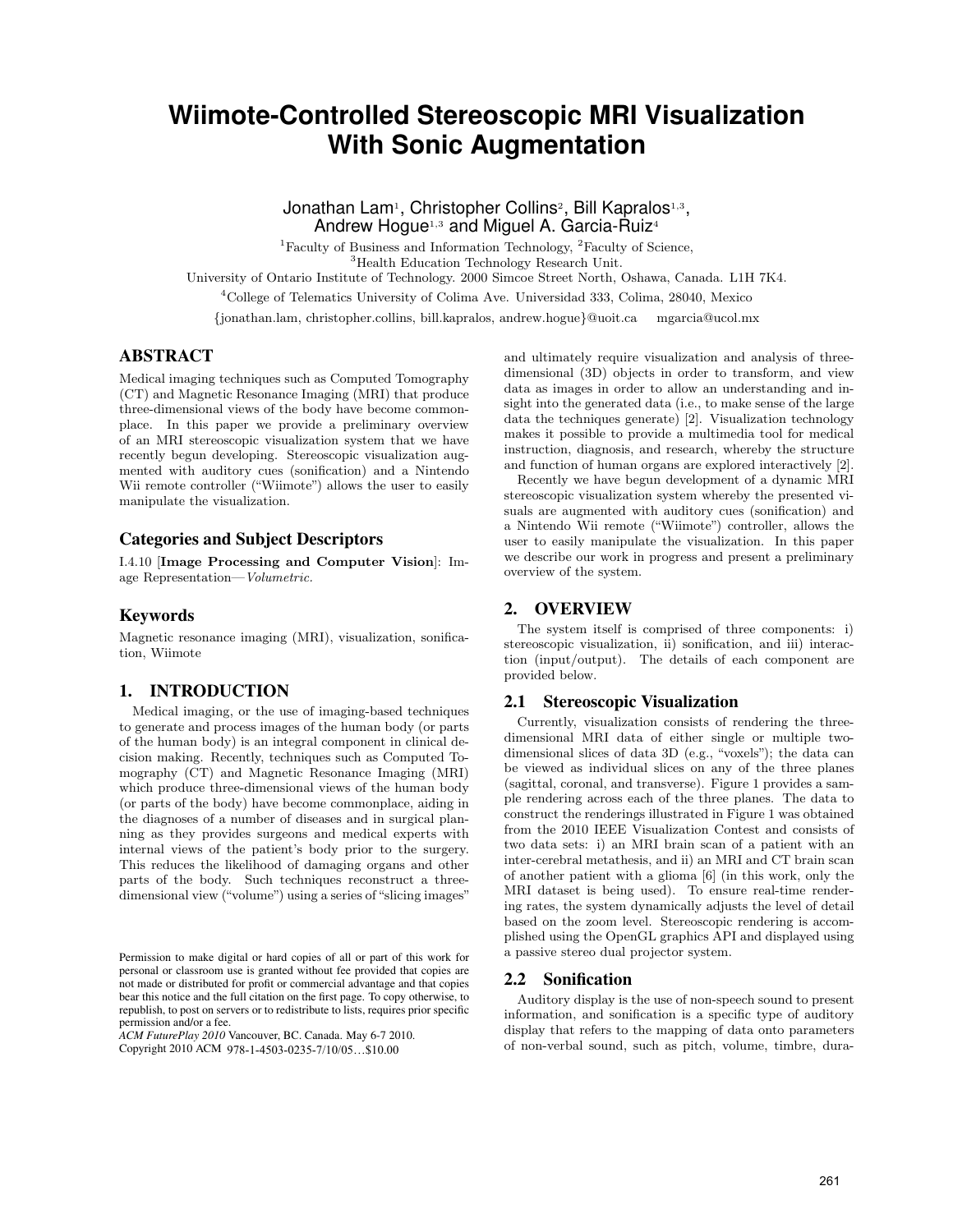# Wiimote-Controlled Stereoscopic MRI Visualization With Sonic Augmentation

Jonathan Lam[1], Christopher Collins[2], Bill Kapralos[1,3], Andrew Hogue[1,3] and Miguel A. Garcia-Ruiz[4]

[1]Faculty of Business and Information Technology, [2]Faculty of Science,
[3]Health Education Technology Research Unit.
University of Ontario Institute of Technology. 2000 Simcoe Street North, Oshawa, Canada. L1H 7K4.
[4]College of Telematics University of Colima Ave. Universidad 333, Colima, 28040, Mexico
{jonathan.lam, christopher.collins, bill.kapralos, andrew.hogue}@uoit.ca mgarcia@ucol.mx

## ABSTRACT

Medical imaging techniques such as Computed Tomography (CT) and Magnetic Resonance Imaging (MRI) that produce three-dimensional views of the body have become commonplace. In this paper we provide a preliminary overview of an MRI stereoscopic visualization system that we have recently begun developing. Stereoscopic visualization augmented with auditory cues (sonification) and a Nintendo Wii remote controller ("Wiimote") allows the user to easily manipulate the visualization.

### Categories and Subject Descriptors

I.4.10 [**Image Processing and Computer Vision**]: Image Representation—*Volumetric*.

### Keywords

Magnetic resonance imaging (MRI), visualization, sonification, Wiimote

## 1. INTRODUCTION

Medical imaging, or the use of imaging-based techniques to generate and process images of the human body (or parts of the human body) is an integral component in clinical decision making. Recently, techniques such as Computed Tomography (CT) and Magnetic Resonance Imaging (MRI) which produce three-dimensional views of the human body (or parts of the body) have become commonplace, aiding in the diagnoses of a number of diseases and in surgical planning as they provides surgeons and medical experts with internal views of the patient's body prior to the surgery. This reduces the likelihood of damaging organs and other parts of the body. Such techniques reconstruct a three-dimensional view ("volume") using a series of "slicing images" and ultimately require visualization and analysis of three-dimensional (3D) objects in order to transform, and view data as images in order to allow an understanding and insight into the generated data (i.e., to make sense of the large data the techniques generate) [2]. Visualization technology makes it possible to provide a multimedia tool for medical instruction, diagnosis, and research, whereby the structure and function of human organs are explored interactively [2].

Recently we have begun development of a dynamic MRI stereoscopic visualization system whereby the presented visuals are augmented with auditory cues (sonification) and a Nintendo Wii remote ("Wiimote") controller, allows the user to easily manipulate the visualization. In this paper we describe our work in progress and present a preliminary overview of the system.

Permission to make digital or hard copies of all or part of this work for personal or classroom use is granted without fee provided that copies are not made or distributed for profit or commercial advantage and that copies bear this notice and the full citation on the first page. To copy otherwise, to republish, to post on servers or to redistribute to lists, requires prior specific permission and/or a fee.
*ACM FuturePlay 2010* Vancouver, BC. Canada. May 6-7 2010.
Copyright 2010 ACM 978-1-4503-0235-7/10/05…$10.00

## 2. OVERVIEW

The system itself is comprised of three components: i) stereoscopic visualization, ii) sonification, and iii) interaction (input/output). The details of each component are provided below.

### 2.1 Stereoscopic Visualization

Currently, visualization consists of rendering the three-dimensional MRI data of either single or multiple two-dimensional slices of data 3D (e.g., "voxels"); the data can be viewed as individual slices on any of the three planes (sagittal, coronal, and transverse). Figure 1 provides a sample rendering across each of the three planes. The data to construct the renderings illustrated in Figure 1 was obtained from the 2010 IEEE Visualization Contest and consists of two data sets: i) an MRI brain scan of a patient with an inter-cerebral metathesis, and ii) an MRI and CT brain scan of another patient with a glioma [6] (in this work, only the MRI dataset is being used). To ensure real-time rendering rates, the system dynamically adjusts the level of detail based on the zoom level. Stereoscopic rendering is accomplished using the OpenGL graphics API and displayed using a passive stereo dual projector system.

### 2.2 Sonification

Auditory display is the use of non-speech sound to present information, and sonification is a specific type of auditory display that refers to the mapping of data onto parameters of non-verbal sound, such as pitch, volume, timbre, dura-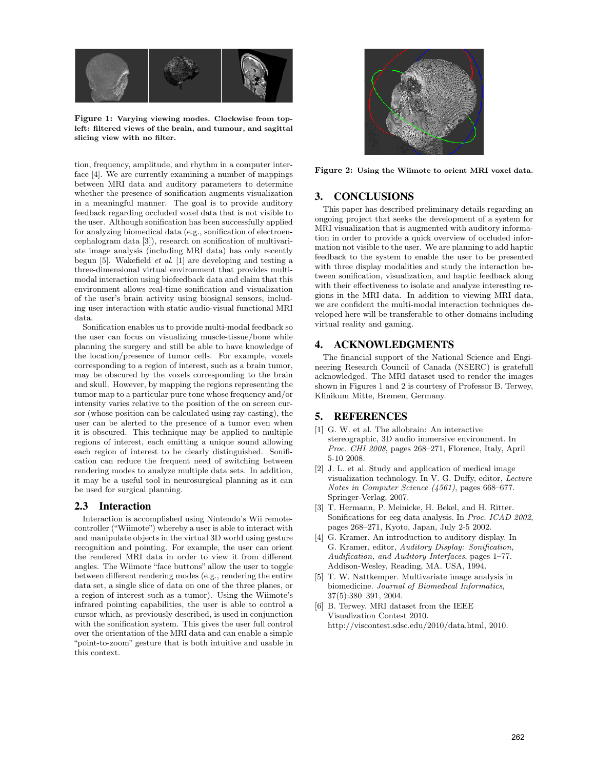Figure 1: Varying viewing modes. Clockwise from top-left: filtered views of the brain, and tumour, and sagittal slicing view with no filter.

tion, frequency, amplitude, and rhythm in a computer interface [4]. We are currently examining a number of mappings between MRI data and auditory parameters to determine whether the presence of sonification augments visualization in a meaningful manner. The goal is to provide auditory feedback regarding occluded voxel data that is not visible to the user. Although sonification has been successfully applied for analyzing biomedical data (e.g., sonification of electroencephalogram data [3]), research on sonification of multivariate image analysis (including MRI data) has only recently begun [5]. Wakefield *et al*. [1] are developing and testing a three-dimensional virtual environment that provides multi-modal interaction using biofeedback data and claim that this environment allows real-time sonification and visualization of the user's brain activity using biosignal sensors, including user interaction with static audio-visual functional MRI data.

Sonification enables us to provide multi-modal feedback so the user can focus on visualizing muscle-tissue/bone while planning the surgery and still be able to have knowledge of the location/presence of tumor cells. For example, voxels corresponding to a region of interest, such as a brain tumor, may be obscured by the voxels corresponding to the brain and skull. However, by mapping the regions representing the tumor map to a particular pure tone whose frequency and/or intensity varies relative to the position of the on screen cursor (whose position can be calculated using ray-casting), the user can be alerted to the presence of a tumor even when it is obscured. This technique may be applied to multiple regions of interest, each emitting a unique sound allowing each region of interest to be clearly distinguished. Sonification can reduce the frequent need of switching between rendering modes to analyze multiple data sets. In addition, it may be a useful tool in neurosurgical planning as it can be used for surgical planning.

### 2.3 Interaction

Interaction is accomplished using Nintendo's Wii remote-controller ("Wiimote") whereby a user is able to interact with and manipulate objects in the virtual 3D world using gesture recognition and pointing. For example, the user can orient the rendered MRI data in order to view it from different angles. The Wiimote "face buttons" allow the user to toggle between different rendering modes (e.g., rendering the entire data set, a single slice of data on one of the three planes, or a region of interest such as a tumor). Using the Wiimote's infrared pointing capabilities, the user is able to control a cursor which, as previously described, is used in conjunction with the sonification system. This gives the user full control over the orientation of the MRI data and can enable a simple "point-to-zoom" gesture that is both intuitive and usable in this context.

Figure 2: Using the Wiimote to orient MRI voxel data.

## 3. CONCLUSIONS

This paper has described preliminary details regarding an ongoing project that seeks the development of a system for MRI visualization that is augmented with auditory information in order to provide a quick overview of occluded information not visible to the user. We are planning to add haptic feedback to the system to enable the user to be presented with three display modalities and study the interaction between sonification, visualization, and haptic feedback along with their effectiveness to isolate and analyze interesting regions in the MRI data. In addition to viewing MRI data, we are confident the multi-modal interaction techniques developed here will be transferable to other domains including virtual reality and gaming.

## 4. ACKNOWLEDGMENTS

The financial support of the National Science and Engineering Research Council of Canada (NSERC) is gratefull acknowledged. The MRI dataset used to render the images shown in Figures 1 and 2 is courtesy of Professor B. Terwey, Klinikum Mitte, Bremen, Germany.

## 5. REFERENCES

[1] G. W. et al. The allobrain: An interactive stereographic, 3D audio immersive environment. In *Proc. CHI 2008*, pages 268–271, Florence, Italy, April 5-10 2008.

[2] J. L. et al. Study and application of medical image visualization technology. In V. G. Duffy, editor, *Lecture Notes in Computer Science (4561)*, pages 668–677. Springer-Verlag, 2007.

[3] T. Hermann, P. Meinicke, H. Bekel, and H. Ritter. Sonifications for eeg data analysis. In *Proc. ICAD 2002*, pages 268–271, Kyoto, Japan, July 2-5 2002.

[4] G. Kramer. An introduction to auditory display. In G. Kramer, editor, *Auditory Display: Sonification, Audification, and Auditory Interfaces*, pages 1–77. Addison-Wesley, Reading, MA. USA, 1994.

[5] T. W. Nattkemper. Multivariate image analysis in biomedicine. *Journal of Biomedical Informatics*, 37(5):380–391, 2004.

[6] B. Terwey. MRI dataset from the IEEE Visualization Contest 2010. http://viscontest.sdsc.edu/2010/data.html, 2010.